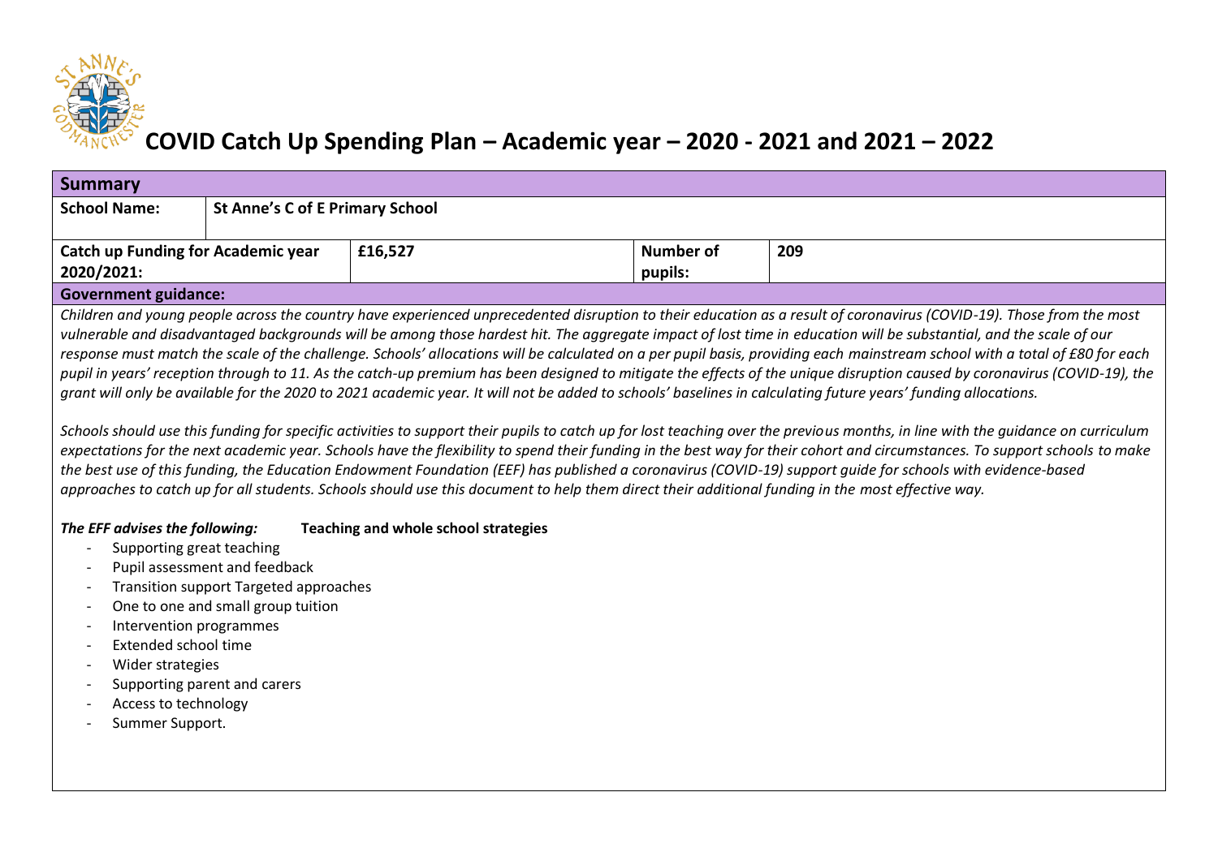# COVID Catch Up Spending Plan – Academic year – 2020 - 2021 and 2021 – 2022

| **Summary** | | | | |
|---|---|---|---|---|
| **School Name:** | **St Anne's C of E Primary School** | | | |
| **Catch up Funding for Academic year 2020/2021:** | | **£16,527** | **Number of pupils:** | **209** |

**Government guidance:**

*Children and young people across the country have experienced unprecedented disruption to their education as a result of coronavirus (COVID-19). Those from the most vulnerable and disadvantaged backgrounds will be among those hardest hit. The aggregate impact of lost time in education will be substantial, and the scale of our response must match the scale of the challenge. Schools' allocations will be calculated on a per pupil basis, providing each mainstream school with a total of £80 for each pupil in years' reception through to 11. As the catch-up premium has been designed to mitigate the effects of the unique disruption caused by coronavirus (COVID-19), the grant will only be available for the 2020 to 2021 academic year. It will not be added to schools' baselines in calculating future years' funding allocations.*

*Schools should use this funding for specific activities to support their pupils to catch up for lost teaching over the previous months, in line with the guidance on curriculum expectations for the next academic year. Schools have the flexibility to spend their funding in the best way for their cohort and circumstances. To support schools to make the best use of this funding, the Education Endowment Foundation (EEF) has published a coronavirus (COVID-19) support guide for schools with evidence-based approaches to catch up for all students. Schools should use this document to help them direct their additional funding in the most effective way.*

***The EEF advises the following:*** **Teaching and whole school strategies**

- Supporting great teaching
- Pupil assessment and feedback
- Transition support Targeted approaches
- One to one and small group tuition
- Intervention programmes
- Extended school time
- Wider strategies
- Supporting parent and carers
- Access to technology
- Summer Support.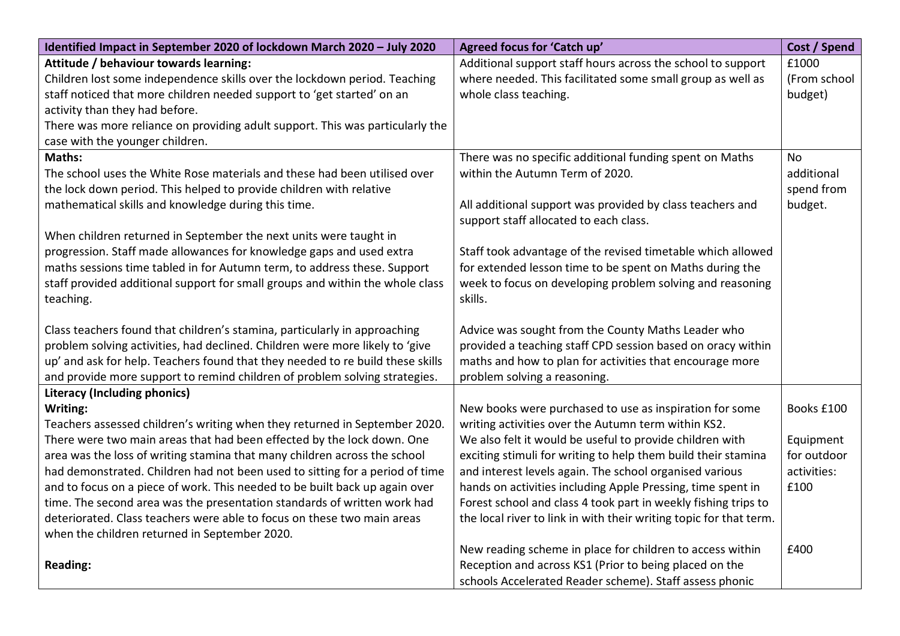| Identified Impact in September 2020 of lockdown March 2020 – July 2020 | Agreed focus for 'Catch up' | Cost / Spend |
|---|---|---|
| **Attitude / behaviour towards learning:**<br>Children lost some independence skills over the lockdown period. Teaching staff noticed that more children needed support to 'get started' on an activity than they had before.<br>There was more reliance on providing adult support. This was particularly the case with the younger children. | Additional support staff hours across the school to support where needed. This facilitated some small group as well as whole class teaching. | £1000 (From school budget) |
| **Maths:**<br>The school uses the White Rose materials and these had been utilised over the lock down period. This helped to provide children with relative mathematical skills and knowledge during this time.<br><br>When children returned in September the next units were taught in progression. Staff made allowances for knowledge gaps and used extra maths sessions time tabled in for Autumn term, to address these. Support staff provided additional support for small groups and within the whole class teaching.<br><br>Class teachers found that children's stamina, particularly in approaching problem solving activities, had declined. Children were more likely to 'give up' and ask for help. Teachers found that they needed to re build these skills and provide more support to remind children of problem solving strategies. | There was no specific additional funding spent on Maths within the Autumn Term of 2020.<br><br>All additional support was provided by class teachers and support staff allocated to each class.<br><br>Staff took advantage of the revised timetable which allowed for extended lesson time to be spent on Maths during the week to focus on developing problem solving and reasoning skills.<br><br>Advice was sought from the County Maths Leader who provided a teaching staff CPD session based on oracy within maths and how to plan for activities that encourage more problem solving a reasoning. | No additional spend from budget. |
| **Literacy (Including phonics)**<br>**Writing:**<br>Teachers assessed children's writing when they returned in September 2020. There were two main areas that had been effected by the lock down. One area was the loss of writing stamina that many children across the school had demonstrated. Children had not been used to sitting for a period of time and to focus on a piece of work. This needed to be built back up again over time. The second area was the presentation standards of written work had deteriorated. Class teachers were able to focus on these two main areas when the children returned in September 2020.<br><br>**Reading:** | New books were purchased to use as inspiration for some writing activities over the Autumn term within KS2.<br>We also felt it would be useful to provide children with exciting stimuli for writing to help them build their stamina and interest levels again. The school organised various hands on activities including Apple Pressing, time spent in Forest school and class 4 took part in weekly fishing trips to the local river to link in with their writing topic for that term.<br><br>New reading scheme in place for children to access within Reception and across KS1 (Prior to being placed on the schools Accelerated Reader scheme). Staff assess phonic | Books £100<br><br>Equipment for outdoor activities: £100<br><br>£400 |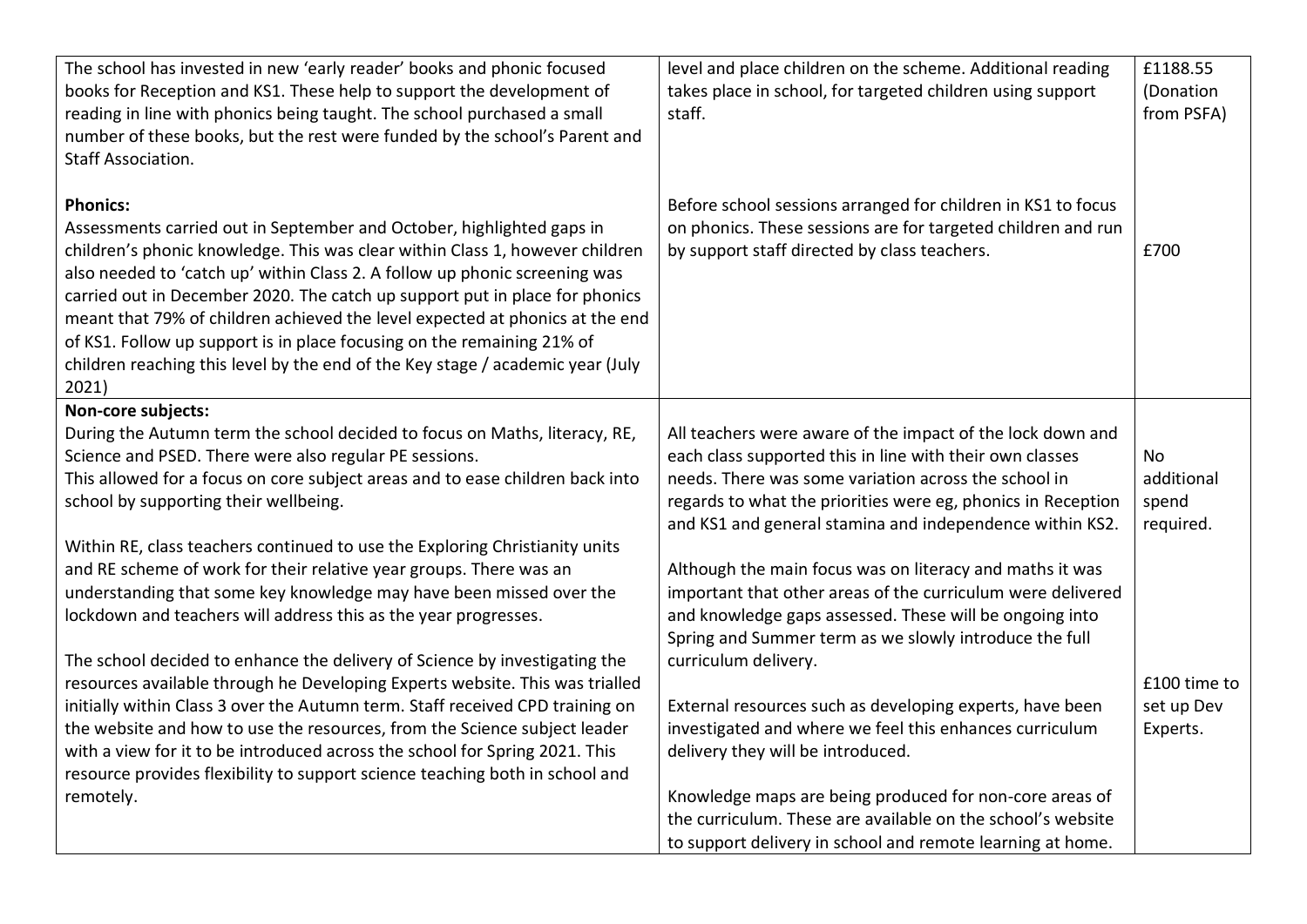| | | |
|---|---|---|
| The school has invested in new 'early reader' books and phonic focused books for Reception and KS1. These help to support the development of reading in line with phonics being taught. The school purchased a small number of these books, but the rest were funded by the school's Parent and Staff Association.<br><br>**Phonics:**<br>Assessments carried out in September and October, highlighted gaps in children's phonic knowledge. This was clear within Class 1, however children also needed to 'catch up' within Class 2. A follow up phonic screening was carried out in December 2020. The catch up support put in place for phonics meant that 79% of children achieved the level expected at phonics at the end of KS1. Follow up support is in place focusing on the remaining 21% of children reaching this level by the end of the Key stage / academic year (July 2021) | level and place children on the scheme. Additional reading takes place in school, for targeted children using support staff.<br><br>Before school sessions arranged for children in KS1 to focus on phonics. These sessions are for targeted children and run by support staff directed by class teachers. | £1188.55 (Donation from PSFA)<br><br>£700 |
| **Non-core subjects:**<br>During the Autumn term the school decided to focus on Maths, literacy, RE, Science and PSED. There were also regular PE sessions.<br>This allowed for a focus on core subject areas and to ease children back into school by supporting their wellbeing.<br><br>Within RE, class teachers continued to use the Exploring Christianity units and RE scheme of work for their relative year groups. There was an understanding that some key knowledge may have been missed over the lockdown and teachers will address this as the year progresses.<br><br>The school decided to enhance the delivery of Science by investigating the resources available through he Developing Experts website. This was trialled initially within Class 3 over the Autumn term. Staff received CPD training on the website and how to use the resources, from the Science subject leader with a view for it to be introduced across the school for Spring 2021. This resource provides flexibility to support science teaching both in school and remotely. | All teachers were aware of the impact of the lock down and each class supported this in line with their own classes needs. There was some variation across the school in regards to what the priorities were eg, phonics in Reception and KS1 and general stamina and independence within KS2.<br><br>Although the main focus was on literacy and maths it was important that other areas of the curriculum were delivered and knowledge gaps assessed. These will be ongoing into Spring and Summer term as we slowly introduce the full curriculum delivery.<br><br>External resources such as developing experts, have been investigated and where we feel this enhances curriculum delivery they will be introduced.<br><br>Knowledge maps are being produced for non-core areas of the curriculum. These are available on the school's website to support delivery in school and remote learning at home. | No additional spend required.<br><br>£100 time to set up Dev Experts. |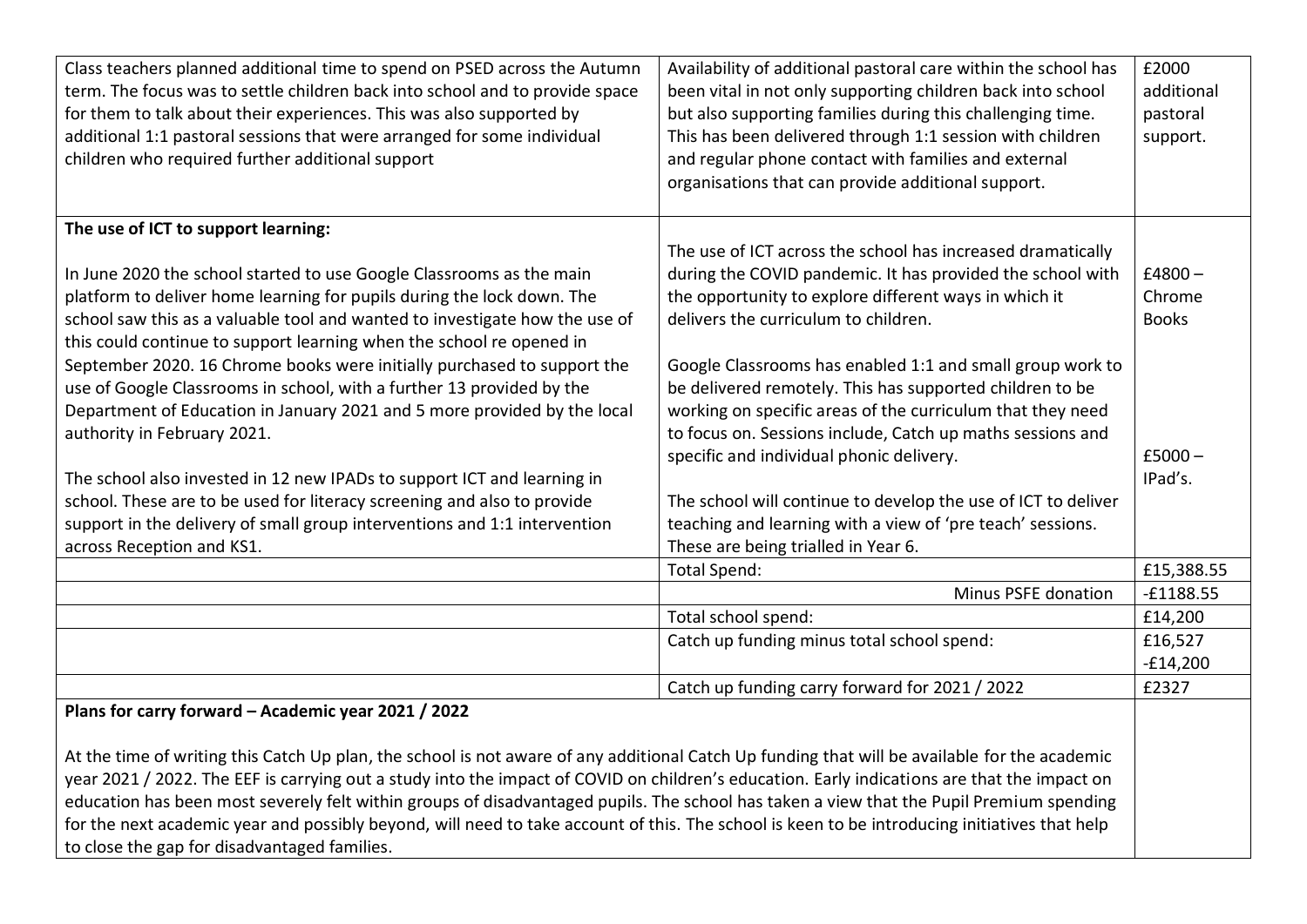| | | |
|---|---|---|
| Class teachers planned additional time to spend on PSED across the Autumn term. The focus was to settle children back into school and to provide space for them to talk about their experiences. This was also supported by additional 1:1 pastoral sessions that were arranged for some individual children who required further additional support | Availability of additional pastoral care within the school has been vital in not only supporting children back into school but also supporting families during this challenging time. This has been delivered through 1:1 session with children and regular phone contact with families and external organisations that can provide additional support. | £2000 additional pastoral support. |
| **The use of ICT to support learning:**<br><br>In June 2020 the school started to use Google Classrooms as the main platform to deliver home learning for pupils during the lock down. The school saw this as a valuable tool and wanted to investigate how the use of this could continue to support learning when the school re opened in September 2020. 16 Chrome books were initially purchased to support the use of Google Classrooms in school, with a further 13 provided by the Department of Education in January 2021 and 5 more provided by the local authority in February 2021.<br><br>The school also invested in 12 new IPADs to support ICT and learning in school. These are to be used for literacy screening and also to provide support in the delivery of small group interventions and 1:1 intervention across Reception and KS1. | The use of ICT across the school has increased dramatically during the COVID pandemic. It has provided the school with the opportunity to explore different ways in which it delivers the curriculum to children.<br><br>Google Classrooms has enabled 1:1 and small group work to be delivered remotely. This has supported children to be working on specific areas of the curriculum that they need to focus on. Sessions include, Catch up maths sessions and specific and individual phonic delivery.<br><br>The school will continue to develop the use of ICT to deliver teaching and learning with a view of 'pre teach' sessions. These are being trialled in Year 6. | £4800 – Chrome Books<br><br>£5000 – IPad's. |
| | Total Spend: | £15,388.55 |
| | Minus PSFE donation | -£1188.55 |
| | Total school spend: | £14,200 |
| | Catch up funding minus total school spend: | £16,527<br>-£14,200 |
| | Catch up funding carry forward for 2021 / 2022 | £2327 |

**Plans for carry forward – Academic year 2021 / 2022**

At the time of writing this Catch Up plan, the school is not aware of any additional Catch Up funding that will be available for the academic year 2021 / 2022. The EEF is carrying out a study into the impact of COVID on children's education. Early indications are that the impact on education has been most severely felt within groups of disadvantaged pupils. The school has taken a view that the Pupil Premium spending for the next academic year and possibly beyond, will need to take account of this. The school is keen to be introducing initiatives that help to close the gap for disadvantaged families.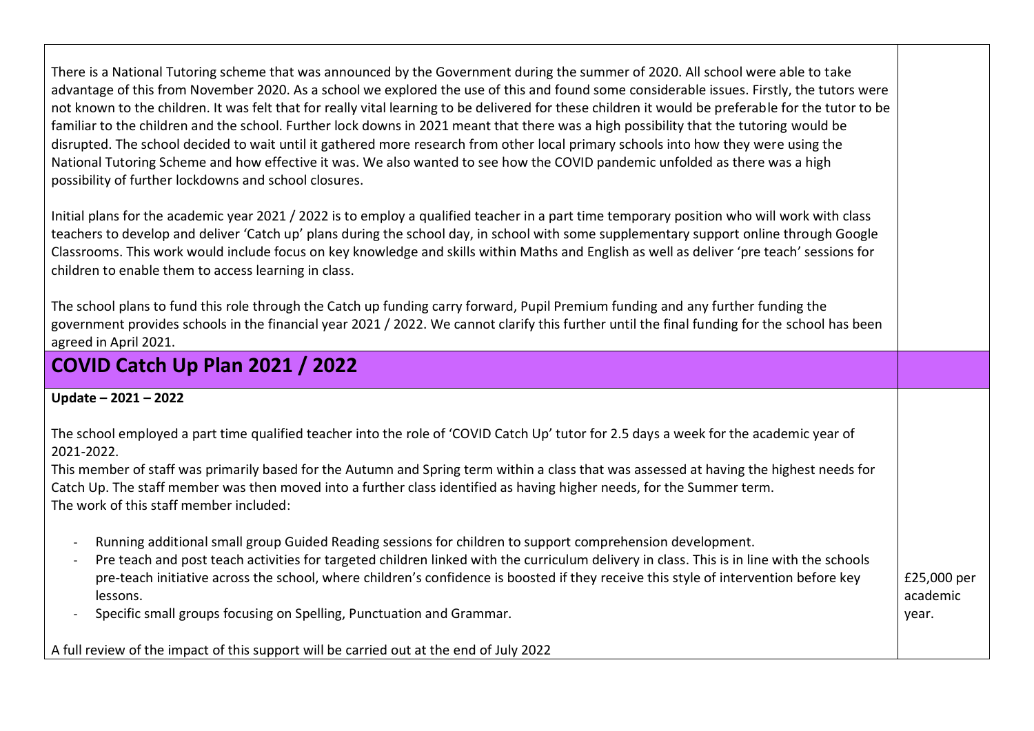| | |
|---|---|
| There is a National Tutoring scheme that was announced by the Government during the summer of 2020. All school were able to take advantage of this from November 2020. As a school we explored the use of this and found some considerable issues. Firstly, the tutors were not known to the children. It was felt that for really vital learning to be delivered for these children it would be preferable for the tutor to be familiar to the children and the school. Further lock downs in 2021 meant that there was a high possibility that the tutoring would be disrupted. The school decided to wait until it gathered more research from other local primary schools into how they were using the National Tutoring Scheme and how effective it was. We also wanted to see how the COVID pandemic unfolded as there was a high possibility of further lockdowns and school closures.<br><br>Initial plans for the academic year 2021 / 2022 is to employ a qualified teacher in a part time temporary position who will work with class teachers to develop and deliver 'Catch up' plans during the school day, in school with some supplementary support online through Google Classrooms. This work would include focus on key knowledge and skills within Maths and English as well as deliver 'pre teach' sessions for children to enable them to access learning in class.<br><br>The school plans to fund this role through the Catch up funding carry forward, Pupil Premium funding and any further funding the government provides schools in the financial year 2021 / 2022. We cannot clarify this further until the final funding for the school has been agreed in April 2021. | |
| **COVID Catch Up Plan 2021 / 2022** | |
| **Update – 2021 – 2022**<br><br>The school employed a part time qualified teacher into the role of 'COVID Catch Up' tutor for 2.5 days a week for the academic year of 2021-2022.<br>This member of staff was primarily based for the Autumn and Spring term within a class that was assessed at having the highest needs for Catch Up. The staff member was then moved into a further class identified as having higher needs, for the Summer term.<br>The work of this staff member included:<br><br>- Running additional small group Guided Reading sessions for children to support comprehension development.<br>- Pre teach and post teach activities for targeted children linked with the curriculum delivery in class. This is in line with the schools pre-teach initiative across the school, where children's confidence is boosted if they receive this style of intervention before key lessons.<br>- Specific small groups focusing on Spelling, Punctuation and Grammar.<br><br>A full review of the impact of this support will be carried out at the end of July 2022 | £25,000 per academic year. |